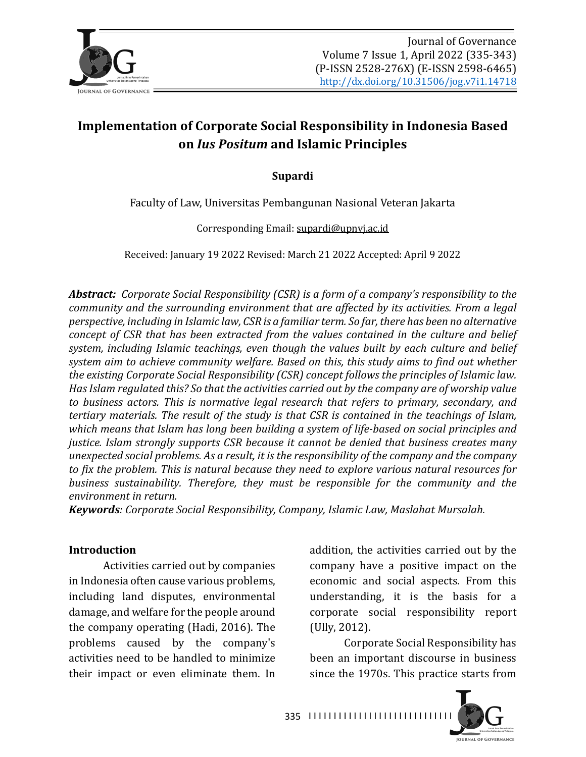# Implementation of Corporate Social Responsibility in Indonesia Based on *Ius Positum* and Islamic Principles

**Supardi**

Faculty of Law, Universitas Pembangunan Nasional Veteran Jakarta

Corresponding Email: suprdi@upnvj.ac.id

Received: January 19 2022 Revised: March 21 2022 Accepted: April 9 2022

***Abstract:*** *Corporate Social Responsibility (CSR) is a form of a company's responsibility to the community and the surrounding environment that are affected by its activities. From a legal perspective, including in Islamic law, CSR is a familiar term. So far, there has been no alternative concept of CSR that has been extracted from the values contained in the culture and belief system, including Islamic teachings, even though the values built by each culture and belief system aim to achieve community welfare. Based on this, this study aims to find out whether the existing Corporate Social Responsibility (CSR) concept follows the principles of Islamic law. Has Islam regulated this? So that the activities carried out by the company are of worship value to business actors. This is normative legal research that refers to primary, secondary, and tertiary materials. The result of the study is that CSR is contained in the teachings of Islam, which means that Islam has long been building a system of life-based on social principles and justice. Islam strongly supports CSR because it cannot be denied that business creates many unexpected social problems. As a result, it is the responsibility of the company and the company to fix the problem. This is natural because they need to explore various natural resources for business sustainability. Therefore, they must be responsible for the community and the environment in return.*

***Keywords****: Corporate Social Responsibility, Company, Islamic Law, Maslahat Mursalah.*

## Introduction

Activities carried out by companies in Indonesia often cause various problems, including land disputes, environmental damage, and welfare for the people around the company operating (Hadi, 2016). The problems caused by the company's activities need to be handled to minimize their impact or even eliminate them. In addition, the activities carried out by the company have a positive impact on the economic and social aspects. From this understanding, it is the basis for a corporate social responsibility report (Ully, 2012).

Corporate Social Responsibility has been an important discourse in business since the 1970s. This practice starts from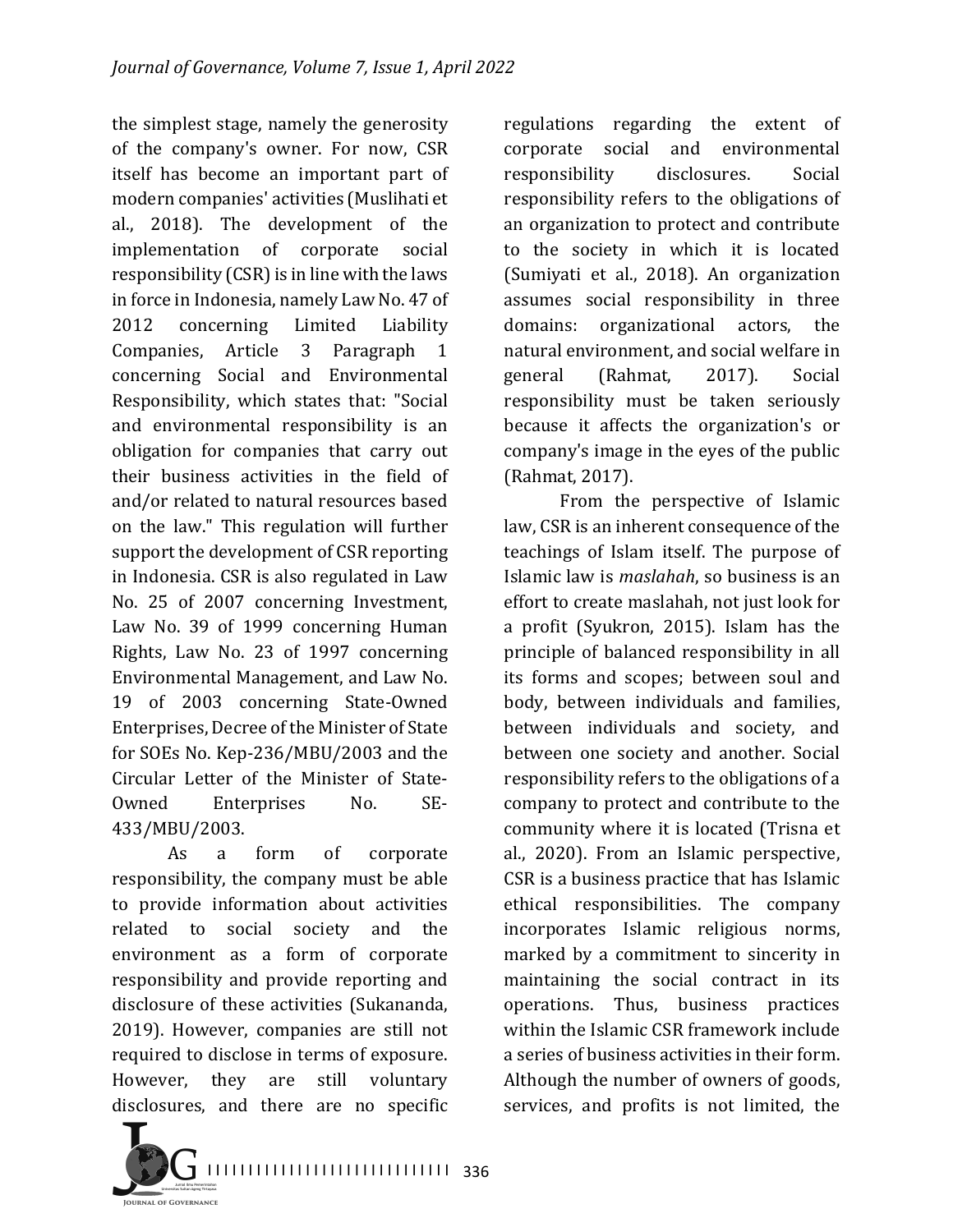the simplest stage, namely the generosity of the company's owner. For now, CSR itself has become an important part of modern companies' activities (Muslihati et al., 2018). The development of the implementation of corporate social responsibility (CSR) is in line with the laws in force in Indonesia, namely Law No. 47 of 2012 concerning Limited Liability Companies, Article 3 Paragraph 1 concerning Social and Environmental Responsibility, which states that: "Social and environmental responsibility is an obligation for companies that carry out their business activities in the field of and/or related to natural resources based on the law." This regulation will further support the development of CSR reporting in Indonesia. CSR is also regulated in Law No. 25 of 2007 concerning Investment, Law No. 39 of 1999 concerning Human Rights, Law No. 23 of 1997 concerning Environmental Management, and Law No. 19 of 2003 concerning State-Owned Enterprises, Decree of the Minister of State for SOEs No. Kep-236/MBU/2003 and the Circular Letter of the Minister of State-Owned Enterprises No. SE-433/MBU/2003.

As a form of corporate responsibility, the company must be able to provide information about activities related to social society and the environment as a form of corporate responsibility and provide reporting and disclosure of these activities (Sukananda, 2019). However, companies are still not required to disclose in terms of exposure. However, they are still voluntary disclosures, and there are no specific regulations regarding the extent of corporate social and environmental responsibility disclosures. Social responsibility refers to the obligations of an organization to protect and contribute to the society in which it is located (Sumiyati et al., 2018). An organization assumes social responsibility in three domains: organizational actors, the natural environment, and social welfare in general (Rahmat, 2017). Social responsibility must be taken seriously because it affects the organization's or company's image in the eyes of the public (Rahmat, 2017).

From the perspective of Islamic law, CSR is an inherent consequence of the teachings of Islam itself. The purpose of Islamic law is *maslahah*, so business is an effort to create maslahah, not just look for a profit (Syukron, 2015). Islam has the principle of balanced responsibility in all its forms and scopes; between soul and body, between individuals and families, between individuals and society, and between one society and another. Social responsibility refers to the obligations of a company to protect and contribute to the community where it is located (Trisna et al., 2020). From an Islamic perspective, CSR is a business practice that has Islamic ethical responsibilities. The company incorporates Islamic religious norms, marked by a commitment to sincerity in maintaining the social contract in its operations. Thus, business practices within the Islamic CSR framework include a series of business activities in their form. Although the number of owners of goods, services, and profits is not limited, the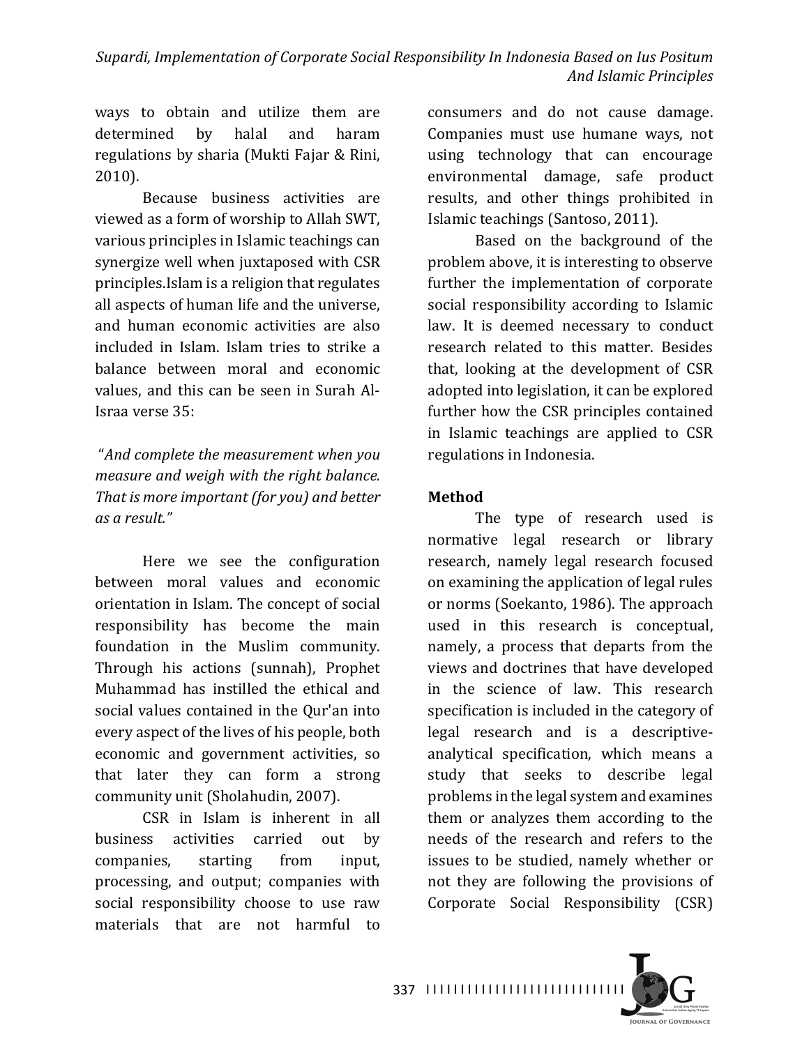ways to obtain and utilize them are determined by halal and haram regulations by sharia (Mukti Fajar & Rini, 2010).

Because business activities are viewed as a form of worship to Allah SWT, various principles in Islamic teachings can synergize well when juxtaposed with CSR principles.Islam is a religion that regulates all aspects of human life and the universe, and human economic activities are also included in Islam. Islam tries to strike a balance between moral and economic values, and this can be seen in Surah Al-Israa verse 35:

"*And complete the measurement when you measure and weigh with the right balance. That is more important (for you) and better as a result.*"

Here we see the configuration between moral values and economic orientation in Islam. The concept of social responsibility has become the main foundation in the Muslim community. Through his actions (sunnah), Prophet Muhammad has instilled the ethical and social values contained in the Qur'an into every aspect of the lives of his people, both economic and government activities, so that later they can form a strong community unit (Sholahudin, 2007).

CSR in Islam is inherent in all business activities carried out by companies, starting from input, processing, and output; companies with social responsibility choose to use raw materials that are not harmful to consumers and do not cause damage. Companies must use humane ways, not using technology that can encourage environmental damage, safe product results, and other things prohibited in Islamic teachings (Santoso, 2011).

Based on the background of the problem above, it is interesting to observe further the implementation of corporate social responsibility according to Islamic law. It is deemed necessary to conduct research related to this matter. Besides that, looking at the development of CSR adopted into legislation, it can be explored further how the CSR principles contained in Islamic teachings are applied to CSR regulations in Indonesia.

## Method

The type of research used is normative legal research or library research, namely legal research focused on examining the application of legal rules or norms (Soekanto, 1986). The approach used in this research is conceptual, namely, a process that departs from the views and doctrines that have developed in the science of law. This research specification is included in the category of legal research and is a descriptive-analytical specification, which means a study that seeks to describe legal problems in the legal system and examines them or analyzes them according to the needs of the research and refers to the issues to be studied, namely whether or not they are following the provisions of Corporate Social Responsibility (CSR)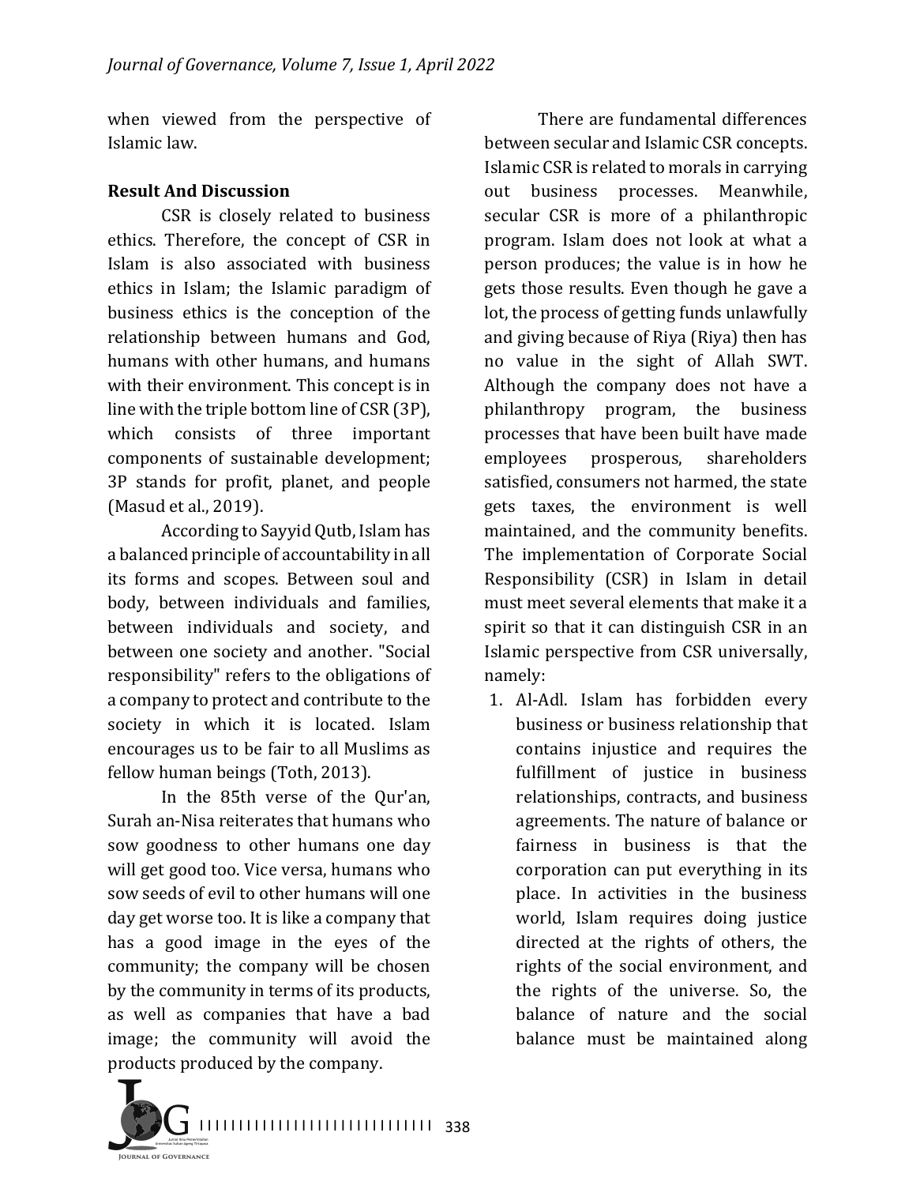when viewed from the perspective of Islamic law.

## Result And Discussion

CSR is closely related to business ethics. Therefore, the concept of CSR in Islam is also associated with business ethics in Islam; the Islamic paradigm of business ethics is the conception of the relationship between humans and God, humans with other humans, and humans with their environment. This concept is in line with the triple bottom line of CSR (3P), which consists of three important components of sustainable development; 3P stands for profit, planet, and people (Masud et al., 2019).

According to Sayyid Qutb, Islam has a balanced principle of accountability in all its forms and scopes. Between soul and body, between individuals and families, between individuals and society, and between one society and another. "Social responsibility" refers to the obligations of a company to protect and contribute to the society in which it is located. Islam encourages us to be fair to all Muslims as fellow human beings (Toth, 2013).

In the 85th verse of the Qur'an, Surah an-Nisa reiterates that humans who sow goodness to other humans one day will get good too. Vice versa, humans who sow seeds of evil to other humans will one day get worse too. It is like a company that has a good image in the eyes of the community; the company will be chosen by the community in terms of its products, as well as companies that have a bad image; the community will avoid the products produced by the company.

There are fundamental differences between secular and Islamic CSR concepts. Islamic CSR is related to morals in carrying out business processes. Meanwhile, secular CSR is more of a philanthropic program. Islam does not look at what a person produces; the value is in how he gets those results. Even though he gave a lot, the process of getting funds unlawfully and giving because of Riya (Riya) then has no value in the sight of Allah SWT. Although the company does not have a philanthropy program, the business processes that have been built have made employees prosperous, shareholders satisfied, consumers not harmed, the state gets taxes, the environment is well maintained, and the community benefits. The implementation of Corporate Social Responsibility (CSR) in Islam in detail must meet several elements that make it a spirit so that it can distinguish CSR in an Islamic perspective from CSR universally, namely:

1. Al-Adl. Islam has forbidden every business or business relationship that contains injustice and requires the fulfillment of justice in business relationships, contracts, and business agreements. The nature of balance or fairness in business is that the corporation can put everything in its place. In activities in the business world, Islam requires doing justice directed at the rights of others, the rights of the social environment, and the rights of the universe. So, the balance of nature and the social balance must be maintained along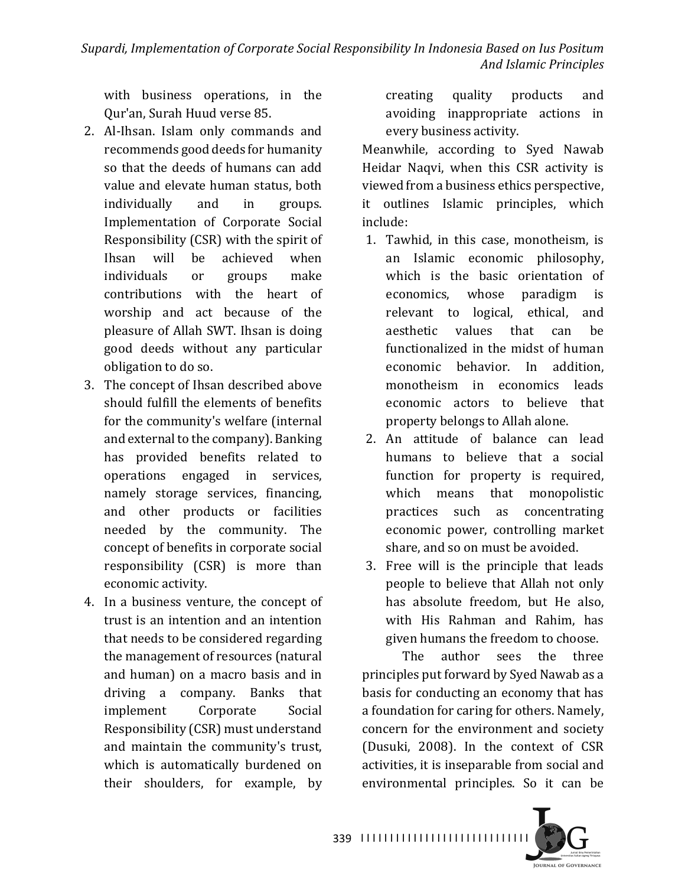with business operations, in the Qur'an, Surah Huud verse 85.

2. Al-Ihsan. Islam only commands and recommends good deeds for humanity so that the deeds of humans can add value and elevate human status, both individually and in groups. Implementation of Corporate Social Responsibility (CSR) with the spirit of Ihsan will be achieved when individuals or groups make contributions with the heart of worship and act because of the pleasure of Allah SWT. Ihsan is doing good deeds without any particular obligation to do so.
3. The concept of Ihsan described above should fulfill the elements of benefits for the community's welfare (internal and external to the company). Banking has provided benefits related to operations engaged in services, namely storage services, financing, and other products or facilities needed by the community. The concept of benefits in corporate social responsibility (CSR) is more than economic activity.
4. In a business venture, the concept of trust is an intention and an intention that needs to be considered regarding the management of resources (natural and human) on a macro basis and in driving a company. Banks that implement Corporate Social Responsibility (CSR) must understand and maintain the community's trust, which is automatically burdened on their shoulders, for example, by creating quality products and avoiding inappropriate actions in every business activity.

Meanwhile, according to Syed Nawab Heidar Naqvi, when this CSR activity is viewed from a business ethics perspective, it outlines Islamic principles, which include:

1. Tawhid, in this case, monotheism, is an Islamic economic philosophy, which is the basic orientation of economics, whose paradigm is relevant to logical, ethical, and aesthetic values that can be functionalized in the midst of human economic behavior. In addition, monotheism in economics leads economic actors to believe that property belongs to Allah alone.
2. An attitude of balance can lead humans to believe that a social function for property is required, which means that monopolistic practices such as concentrating economic power, controlling market share, and so on must be avoided.
3. Free will is the principle that leads people to believe that Allah not only has absolute freedom, but He also, with His Rahman and Rahim, has given humans the freedom to choose.

The author sees the three principles put forward by Syed Nawab as a basis for conducting an economy that has a foundation for caring for others. Namely, concern for the environment and society (Dusuki, 2008). In the context of CSR activities, it is inseparable from social and environmental principles. So it can be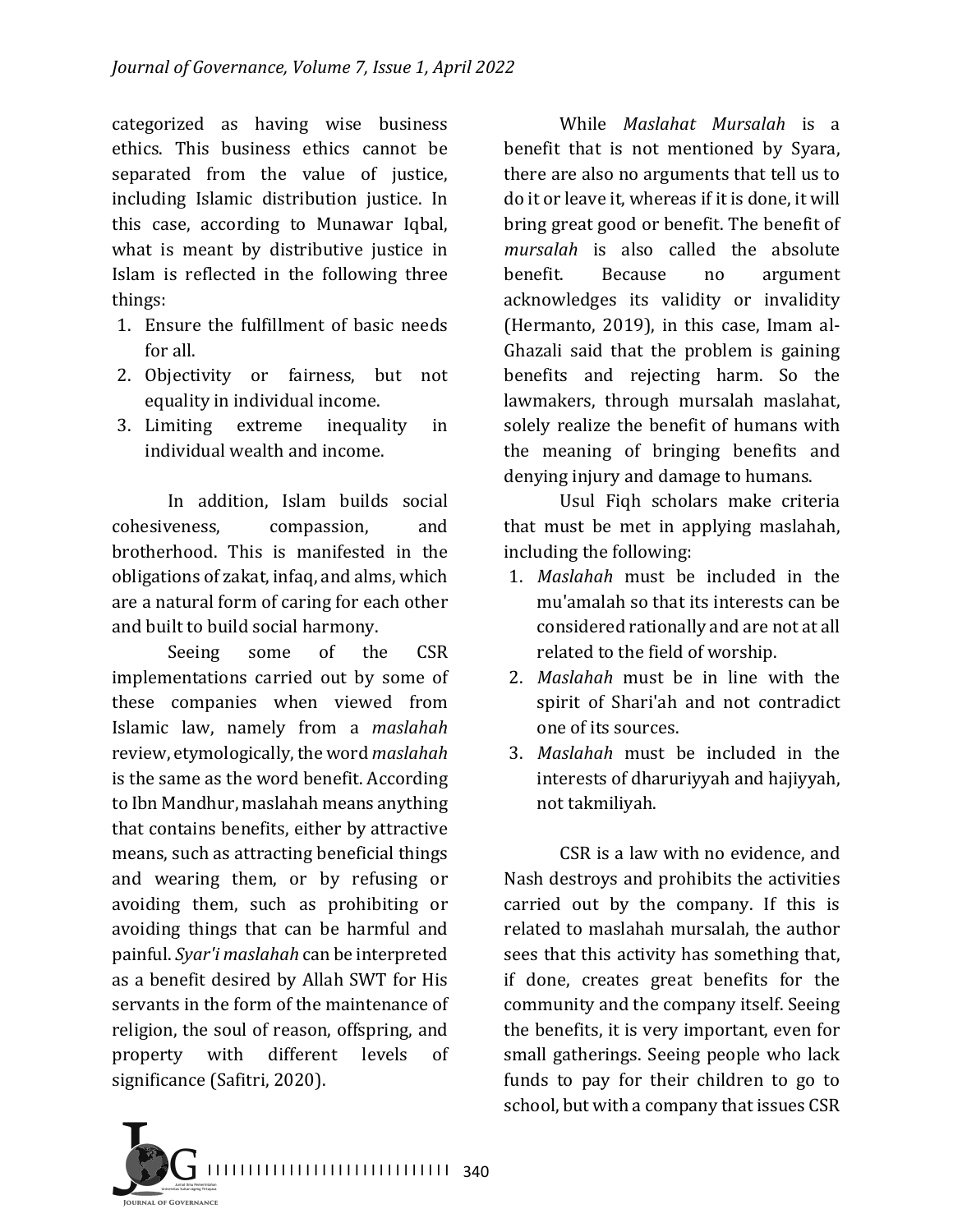categorized as having wise business ethics. This business ethics cannot be separated from the value of justice, including Islamic distribution justice. In this case, according to Munawar Iqbal, what is meant by distributive justice in Islam is reflected in the following three things:

1. Ensure the fulfillment of basic needs for all.
2. Objectivity or fairness, but not equality in individual income.
3. Limiting extreme inequality in individual wealth and income.

In addition, Islam builds social cohesiveness, compassion, and brotherhood. This is manifested in the obligations of zakat, infaq, and alms, which are a natural form of caring for each other and built to build social harmony.

Seeing some of the CSR implementations carried out by some of these companies when viewed from Islamic law, namely from a *maslahah* review, etymologically, the word *maslahah* is the same as the word benefit. According to Ibn Mandhur, maslahah means anything that contains benefits, either by attractive means, such as attracting beneficial things and wearing them, or by refusing or avoiding them, such as prohibiting or avoiding things that can be harmful and painful. *Syar'i maslahah* can be interpreted as a benefit desired by Allah SWT for His servants in the form of the maintenance of religion, the soul of reason, offspring, and property with different levels of significance (Safitri, 2020).

While *Maslahat Mursalah* is a benefit that is not mentioned by Syara, there are also no arguments that tell us to do it or leave it, whereas if it is done, it will bring great good or benefit. The benefit of *mursalah* is also called the absolute benefit. Because no argument acknowledges its validity or invalidity (Hermanto, 2019), in this case, Imam al-Ghazali said that the problem is gaining benefits and rejecting harm. So the lawmakers, through mursalah maslahat, solely realize the benefit of humans with the meaning of bringing benefits and denying injury and damage to humans.

Usul Fiqh scholars make criteria that must be met in applying maslahah, including the following:

1. *Maslahah* must be included in the mu'amalah so that its interests can be considered rationally and are not at all related to the field of worship.
2. *Maslahah* must be in line with the spirit of Shari'ah and not contradict one of its sources.
3. *Maslahah* must be included in the interests of dharuriyyah and hajiyyah, not takmiliyah.

CSR is a law with no evidence, and Nash destroys and prohibits the activities carried out by the company. If this is related to maslahah mursalah, the author sees that this activity has something that, if done, creates great benefits for the community and the company itself. Seeing the benefits, it is very important, even for small gatherings. Seeing people who lack funds to pay for their children to go to school, but with a company that issues CSR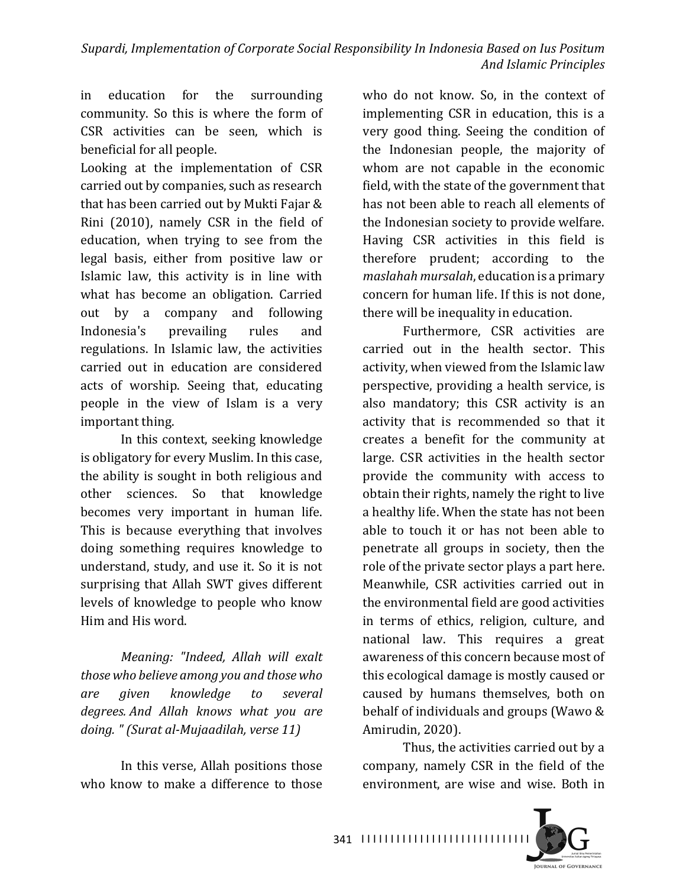in education for the surrounding community. So this is where the form of CSR activities can be seen, which is beneficial for all people.

Looking at the implementation of CSR carried out by companies, such as research that has been carried out by Mukti Fajar & Rini (2010), namely CSR in the field of education, when trying to see from the legal basis, either from positive law or Islamic law, this activity is in line with what has become an obligation. Carried out by a company and following Indonesia's prevailing rules and regulations. In Islamic law, the activities carried out in education are considered acts of worship. Seeing that, educating people in the view of Islam is a very important thing.

In this context, seeking knowledge is obligatory for every Muslim. In this case, the ability is sought in both religious and other sciences. So that knowledge becomes very important in human life. This is because everything that involves doing something requires knowledge to understand, study, and use it. So it is not surprising that Allah SWT gives different levels of knowledge to people who know Him and His word.

*Meaning: "Indeed, Allah will exalt those who believe among you and those who are given knowledge to several degrees. And Allah knows what you are doing. " (Surat al-Mujaadilah, verse 11)*

In this verse, Allah positions those who know to make a difference to those who do not know. So, in the context of implementing CSR in education, this is a very good thing. Seeing the condition of the Indonesian people, the majority of whom are not capable in the economic field, with the state of the government that has not been able to reach all elements of the Indonesian society to provide welfare. Having CSR activities in this field is therefore prudent; according to the *maslahah mursalah*, education is a primary concern for human life. If this is not done, there will be inequality in education.

Furthermore, CSR activities are carried out in the health sector. This activity, when viewed from the Islamic law perspective, providing a health service, is also mandatory; this CSR activity is an activity that is recommended so that it creates a benefit for the community at large. CSR activities in the health sector provide the community with access to obtain their rights, namely the right to live a healthy life. When the state has not been able to touch it or has not been able to penetrate all groups in society, then the role of the private sector plays a part here. Meanwhile, CSR activities carried out in the environmental field are good activities in terms of ethics, religion, culture, and national law. This requires a great awareness of this concern because most of this ecological damage is mostly caused or caused by humans themselves, both on behalf of individuals and groups (Wawo & Amirudin, 2020).

Thus, the activities carried out by a company, namely CSR in the field of the environment, are wise and wise. Both in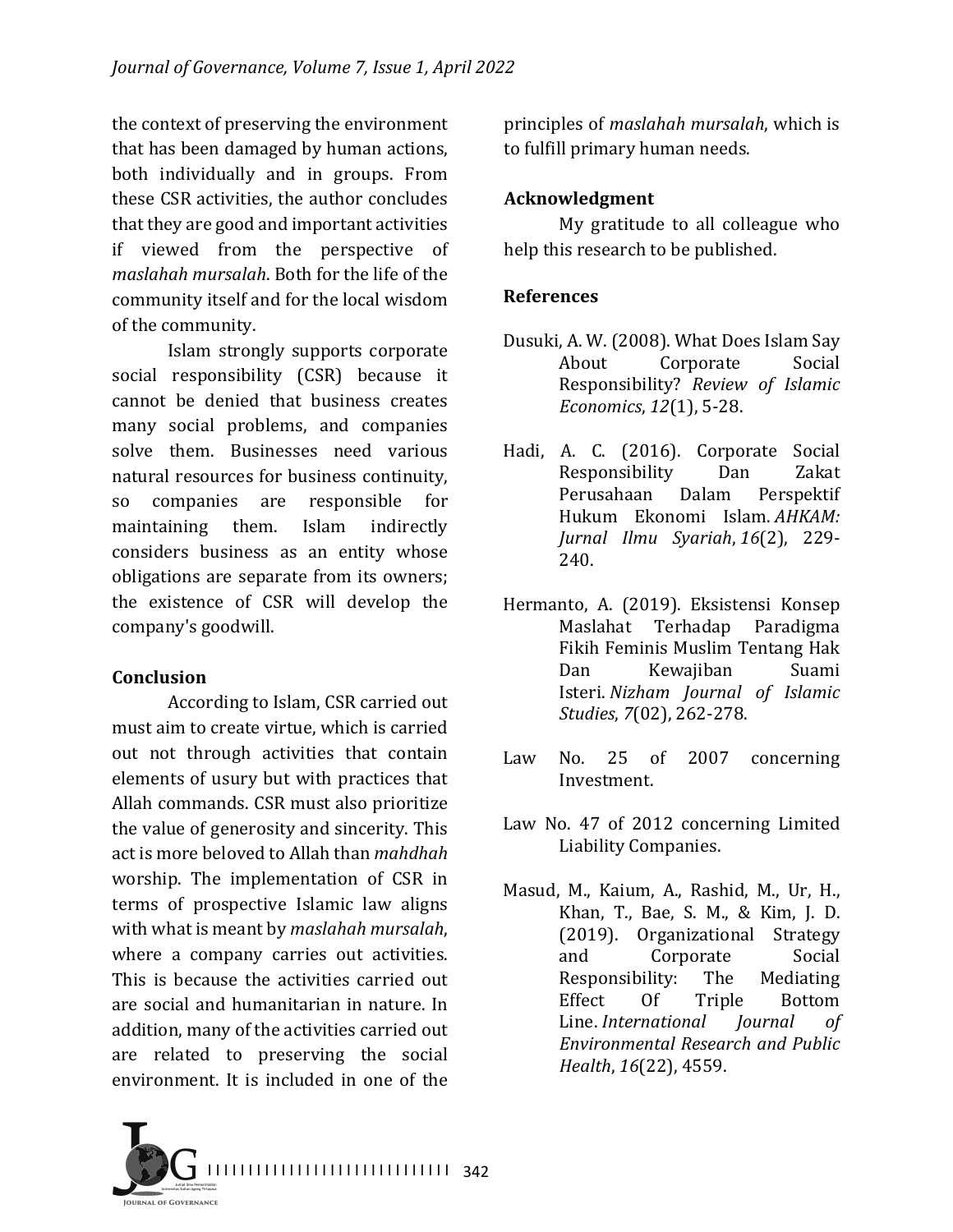the context of preserving the environment that has been damaged by human actions, both individually and in groups. From these CSR activities, the author concludes that they are good and important activities if viewed from the perspective of *maslahah mursalah*. Both for the life of the community itself and for the local wisdom of the community.

Islam strongly supports corporate social responsibility (CSR) because it cannot be denied that business creates many social problems, and companies solve them. Businesses need various natural resources for business continuity, so companies are responsible for maintaining them. Islam indirectly considers business as an entity whose obligations are separate from its owners; the existence of CSR will develop the company's goodwill.

## Conclusion

According to Islam, CSR carried out must aim to create virtue, which is carried out not through activities that contain elements of usury but with practices that Allah commands. CSR must also prioritize the value of generosity and sincerity. This act is more beloved to Allah than *mahdhah* worship. The implementation of CSR in terms of prospective Islamic law aligns with what is meant by *maslahah mursalah*, where a company carries out activities. This is because the activities carried out are social and humanitarian in nature. In addition, many of the activities carried out are related to preserving the social environment. It is included in one of the principles of *maslahah mursalah*, which is to fulfill primary human needs.

## Acknowledgment

My gratitude to all colleague who help this research to be published.

## References

Dusuki, A. W. (2008). What Does Islam Say About Corporate Social Responsibility? *Review of Islamic Economics*, *12*(1), 5-28.

Hadi, A. C. (2016). Corporate Social Responsibility Dan Zakat Perusahaan Dalam Perspektif Hukum Ekonomi Islam. *AHKAM: Jurnal Ilmu Syariah*, *16*(2), 229-240.

Hermanto, A. (2019). Eksistensi Konsep Maslahat Terhadap Paradigma Fikih Feminis Muslim Tentang Hak Dan Kewajiban Suami Isteri. *Nizham Journal of Islamic Studies*, *7*(02), 262-278.

Law No. 25 of 2007 concerning Investment.

Law No. 47 of 2012 concerning Limited Liability Companies.

Masud, M., Kaium, A., Rashid, M., Ur, H., Khan, T., Bae, S. M., & Kim, J. D. (2019). Organizational Strategy and Corporate Social Responsibility: The Mediating Effect Of Triple Bottom Line. *International Journal of Environmental Research and Public Health*, *16*(22), 4559.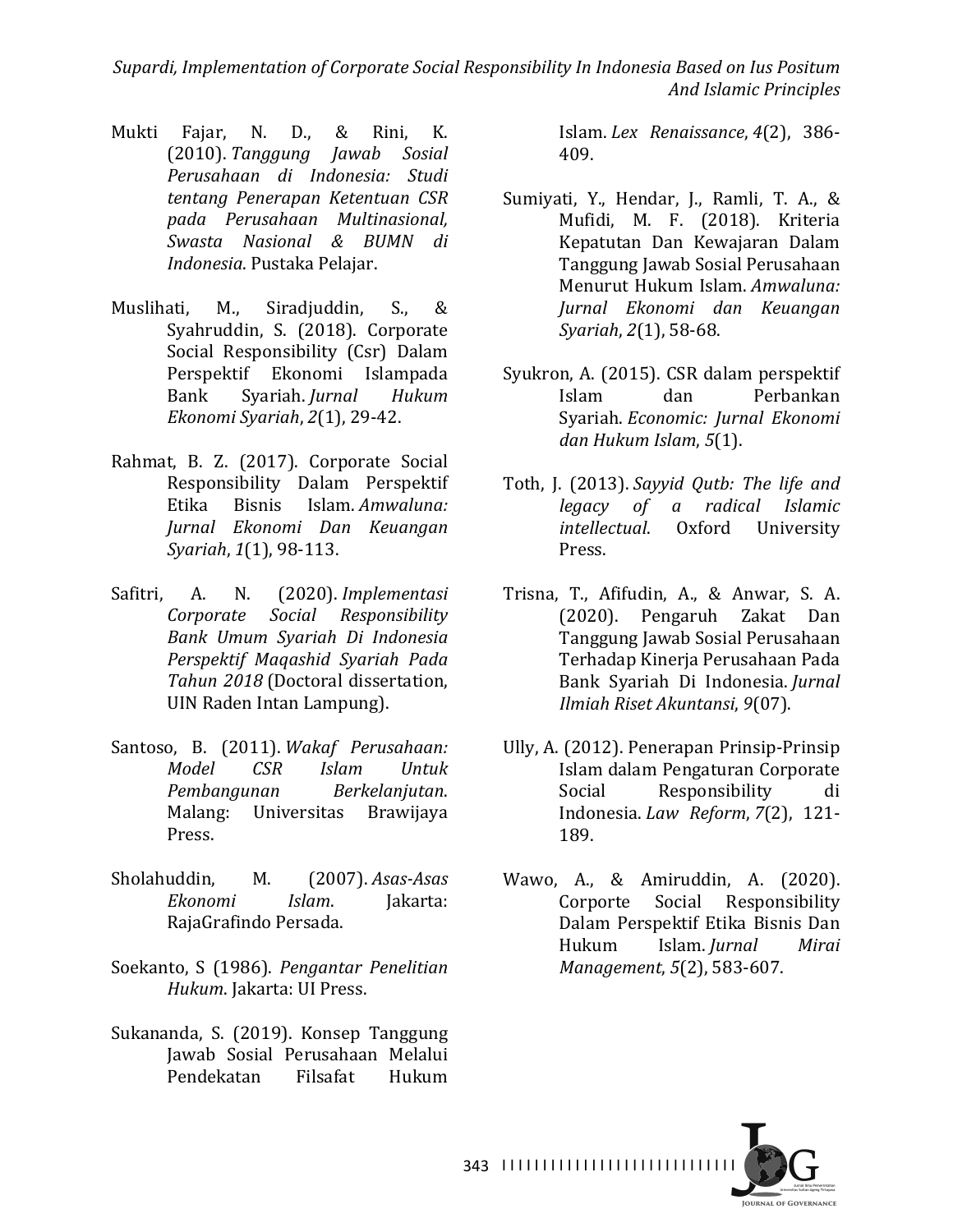Mukti Fajar, N. D., & Rini, K. (2010). *Tanggung Jawab Sosial Perusahaan di Indonesia: Studi tentang Penerapan Ketentuan CSR pada Perusahaan Multinasional, Swasta Nasional & BUMN di Indonesia*. Pustaka Pelajar.

Muslihati, M., Siradjuddin, S., & Syahruddin, S. (2018). Corporate Social Responsibility (Csr) Dalam Perspektif Ekonomi Islampada Bank Syariah. *Jurnal Hukum Ekonomi Syariah*, *2*(1), 29-42.

Rahmat, B. Z. (2017). Corporate Social Responsibility Dalam Perspektif Etika Bisnis Islam. *Amwaluna: Jurnal Ekonomi Dan Keuangan Syariah*, *1*(1), 98-113.

Safitri, A. N. (2020). *Implementasi Corporate Social Responsibility Bank Umum Syariah Di Indonesia Perspektif Maqashid Syariah Pada Tahun 2018* (Doctoral dissertation, UIN Raden Intan Lampung).

Santoso, B. (2011). *Wakaf Perusahaan: Model CSR Islam Untuk Pembangunan Berkelanjutan*. Malang: Universitas Brawijaya Press.

Sholahuddin, M. (2007). *Asas-Asas Ekonomi Islam*. Jakarta: RajaGrafindo Persada.

Soekanto, S (1986). *Pengantar Penelitian Hukum*. Jakarta: UI Press.

Sukananda, S. (2019). Konsep Tanggung Jawab Sosial Perusahaan Melalui Pendekatan Filsafat Hukum Islam. *Lex Renaissance*, *4*(2), 386-409.

Sumiyati, Y., Hendar, J., Ramli, T. A., & Mufidi, M. F. (2018). Kriteria Kepatutan Dan Kewajaran Dalam Tanggung Jawab Sosial Perusahaan Menurut Hukum Islam. *Amwaluna: Jurnal Ekonomi dan Keuangan Syariah*, *2*(1), 58-68.

Syukron, A. (2015). CSR dalam perspektif Islam dan Perbankan Syariah. *Economic: Jurnal Ekonomi dan Hukum Islam*, *5*(1).

Toth, J. (2013). *Sayyid Qutb: The life and legacy of a radical Islamic intellectual*. Oxford University Press.

Trisna, T., Afifudin, A., & Anwar, S. A. (2020). Pengaruh Zakat Dan Tanggung Jawab Sosial Perusahaan Terhadap Kinerja Perusahaan Pada Bank Syariah Di Indonesia. *Jurnal Ilmiah Riset Akuntansi*, *9*(07).

Ully, A. (2012). Penerapan Prinsip-Prinsip Islam dalam Pengaturan Corporate Social Responsibility di Indonesia. *Law Reform*, *7*(2), 121-189.

Wawo, A., & Amiruddin, A. (2020). Corporte Social Responsibility Dalam Perspektif Etika Bisnis Dan Hukum Islam. *Jurnal Mirai Management*, *5*(2), 583-607.